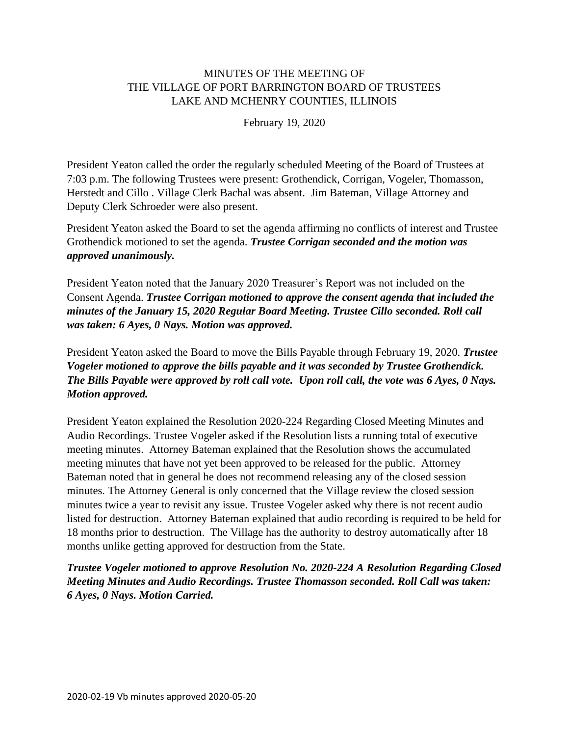# MINUTES OF THE MEETING OF
# THE VILLAGE OF PORT BARRINGTON BOARD OF TRUSTEES
# LAKE AND MCHENRY COUNTIES, ILLINOIS

February 19, 2020

President Yeaton called the order the regularly scheduled Meeting of the Board of Trustees at 7:03 p.m. The following Trustees were present: Grothendick, Corrigan, Vogeler, Thomasson, Herstedt and Cillo . Village Clerk Bachal was absent. Jim Bateman, Village Attorney and Deputy Clerk Schroeder were also present.

President Yeaton asked the Board to set the agenda affirming no conflicts of interest and Trustee Grothendick motioned to set the agenda. ***Trustee Corrigan seconded and the motion was approved unanimously.***

President Yeaton noted that the January 2020 Treasurer's Report was not included on the Consent Agenda. ***Trustee Corrigan motioned to approve the consent agenda that included the minutes of the January 15, 2020 Regular Board Meeting. Trustee Cillo seconded. Roll call was taken: 6 Ayes, 0 Nays. Motion was approved.***

President Yeaton asked the Board to move the Bills Payable through February 19, 2020. ***Trustee Vogeler motioned to approve the bills payable and it was seconded by Trustee Grothendick. The Bills Payable were approved by roll call vote. Upon roll call, the vote was 6 Ayes, 0 Nays. Motion approved.***

President Yeaton explained the Resolution 2020-224 Regarding Closed Meeting Minutes and Audio Recordings. Trustee Vogeler asked if the Resolution lists a running total of executive meeting minutes. Attorney Bateman explained that the Resolution shows the accumulated meeting minutes that have not yet been approved to be released for the public. Attorney Bateman noted that in general he does not recommend releasing any of the closed session minutes. The Attorney General is only concerned that the Village review the closed session minutes twice a year to revisit any issue. Trustee Vogeler asked why there is not recent audio listed for destruction. Attorney Bateman explained that audio recording is required to be held for 18 months prior to destruction. The Village has the authority to destroy automatically after 18 months unlike getting approved for destruction from the State.

***Trustee Vogeler motioned to approve Resolution No. 2020-224 A Resolution Regarding Closed Meeting Minutes and Audio Recordings. Trustee Thomasson seconded. Roll Call was taken: 6 Ayes, 0 Nays. Motion Carried.***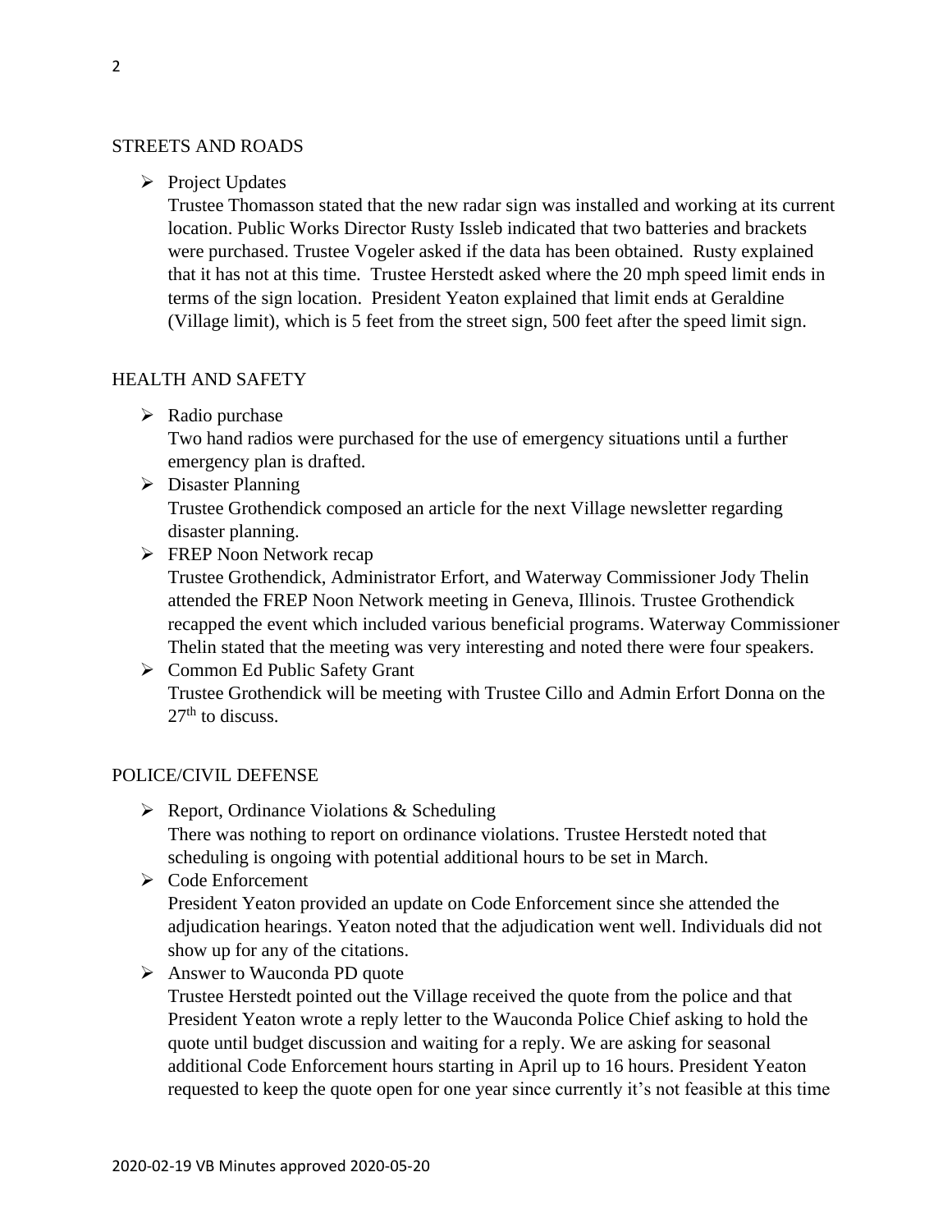## STREETS AND ROADS

- Project Updates
  Trustee Thomasson stated that the new radar sign was installed and working at its current location. Public Works Director Rusty Issleb indicated that two batteries and brackets were purchased. Trustee Vogeler asked if the data has been obtained. Rusty explained that it has not at this time. Trustee Herstedt asked where the 20 mph speed limit ends in terms of the sign location. President Yeaton explained that limit ends at Geraldine (Village limit), which is 5 feet from the street sign, 500 feet after the speed limit sign.

## HEALTH AND SAFETY

- Radio purchase
  Two hand radios were purchased for the use of emergency situations until a further emergency plan is drafted.
- Disaster Planning
  Trustee Grothendick composed an article for the next Village newsletter regarding disaster planning.
- FREP Noon Network recap
  Trustee Grothendick, Administrator Erfort, and Waterway Commissioner Jody Thelin attended the FREP Noon Network meeting in Geneva, Illinois. Trustee Grothendick recapped the event which included various beneficial programs. Waterway Commissioner Thelin stated that the meeting was very interesting and noted there were four speakers.
- Common Ed Public Safety Grant
  Trustee Grothendick will be meeting with Trustee Cillo and Admin Erfort Donna on the 27th to discuss.

## POLICE/CIVIL DEFENSE

- Report, Ordinance Violations & Scheduling
  There was nothing to report on ordinance violations. Trustee Herstedt noted that scheduling is ongoing with potential additional hours to be set in March.
- Code Enforcement
  President Yeaton provided an update on Code Enforcement since she attended the adjudication hearings. Yeaton noted that the adjudication went well. Individuals did not show up for any of the citations.
- Answer to Wauconda PD quote
  Trustee Herstedt pointed out the Village received the quote from the police and that President Yeaton wrote a reply letter to the Wauconda Police Chief asking to hold the quote until budget discussion and waiting for a reply. We are asking for seasonal additional Code Enforcement hours starting in April up to 16 hours. President Yeaton requested to keep the quote open for one year since currently it's not feasible at this time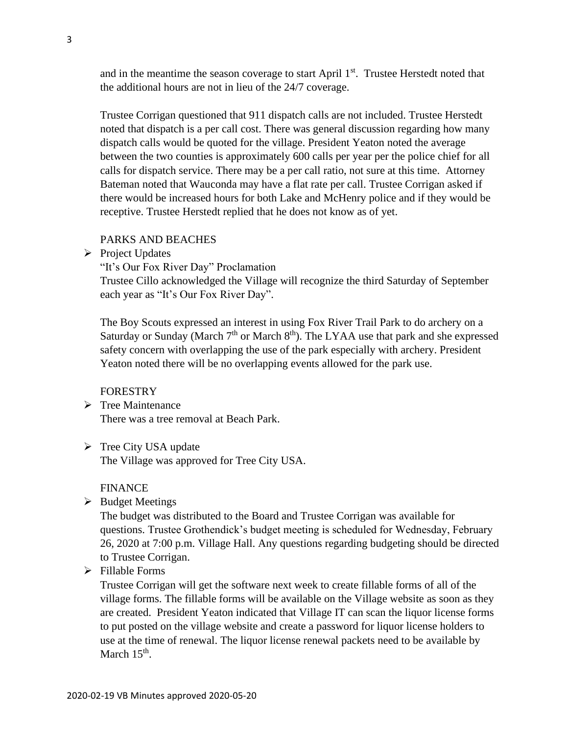and in the meantime the season coverage to start April 1st. Trustee Herstedt noted that the additional hours are not in lieu of the 24/7 coverage.

Trustee Corrigan questioned that 911 dispatch calls are not included. Trustee Herstedt noted that dispatch is a per call cost. There was general discussion regarding how many dispatch calls would be quoted for the village. President Yeaton noted the average between the two counties is approximately 600 calls per year per the police chief for all calls for dispatch service. There may be a per call ratio, not sure at this time. Attorney Bateman noted that Wauconda may have a flat rate per call. Trustee Corrigan asked if there would be increased hours for both Lake and McHenry police and if they would be receptive. Trustee Herstedt replied that he does not know as of yet.

PARKS AND BEACHES

- Project Updates

  "It's Our Fox River Day" Proclamation

  Trustee Cillo acknowledged the Village will recognize the third Saturday of September each year as "It's Our Fox River Day".

  The Boy Scouts expressed an interest in using Fox River Trail Park to do archery on a Saturday or Sunday (March 7th or March 8th). The LYAA use that park and she expressed safety concern with overlapping the use of the park especially with archery. President Yeaton noted there will be no overlapping events allowed for the park use.

FORESTRY

- Tree Maintenance

  There was a tree removal at Beach Park.

- Tree City USA update

  The Village was approved for Tree City USA.

FINANCE

- Budget Meetings

  The budget was distributed to the Board and Trustee Corrigan was available for questions. Trustee Grothendick's budget meeting is scheduled for Wednesday, February 26, 2020 at 7:00 p.m. Village Hall. Any questions regarding budgeting should be directed to Trustee Corrigan.

- Fillable Forms

  Trustee Corrigan will get the software next week to create fillable forms of all of the village forms. The fillable forms will be available on the Village website as soon as they are created. President Yeaton indicated that Village IT can scan the liquor license forms to put posted on the village website and create a password for liquor license holders to use at the time of renewal. The liquor license renewal packets need to be available by March 15th.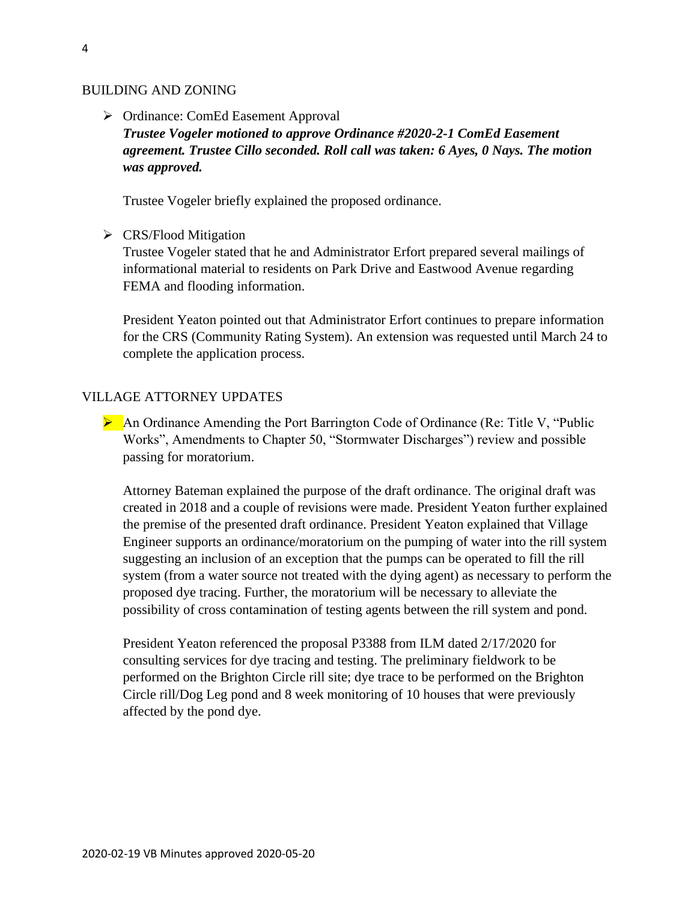## BUILDING AND ZONING

- Ordinance: ComEd Easement Approval
  ***Trustee Vogeler motioned to approve Ordinance #2020-2-1 ComEd Easement agreement. Trustee Cillo seconded. Roll call was taken: 6 Ayes, 0 Nays. The motion was approved.***

  Trustee Vogeler briefly explained the proposed ordinance.

- CRS/Flood Mitigation
  Trustee Vogeler stated that he and Administrator Erfort prepared several mailings of informational material to residents on Park Drive and Eastwood Avenue regarding FEMA and flooding information.

  President Yeaton pointed out that Administrator Erfort continues to prepare information for the CRS (Community Rating System). An extension was requested until March 24 to complete the application process.

## VILLAGE ATTORNEY UPDATES

- An Ordinance Amending the Port Barrington Code of Ordinance (Re: Title V, "Public Works", Amendments to Chapter 50, "Stormwater Discharges") review and possible passing for moratorium.

  Attorney Bateman explained the purpose of the draft ordinance. The original draft was created in 2018 and a couple of revisions were made. President Yeaton further explained the premise of the presented draft ordinance. President Yeaton explained that Village Engineer supports an ordinance/moratorium on the pumping of water into the rill system suggesting an inclusion of an exception that the pumps can be operated to fill the rill system (from a water source not treated with the dying agent) as necessary to perform the proposed dye tracing. Further, the moratorium will be necessary to alleviate the possibility of cross contamination of testing agents between the rill system and pond.

  President Yeaton referenced the proposal P3388 from ILM dated 2/17/2020 for consulting services for dye tracing and testing. The preliminary fieldwork to be performed on the Brighton Circle rill site; dye trace to be performed on the Brighton Circle rill/Dog Leg pond and 8 week monitoring of 10 houses that were previously affected by the pond dye.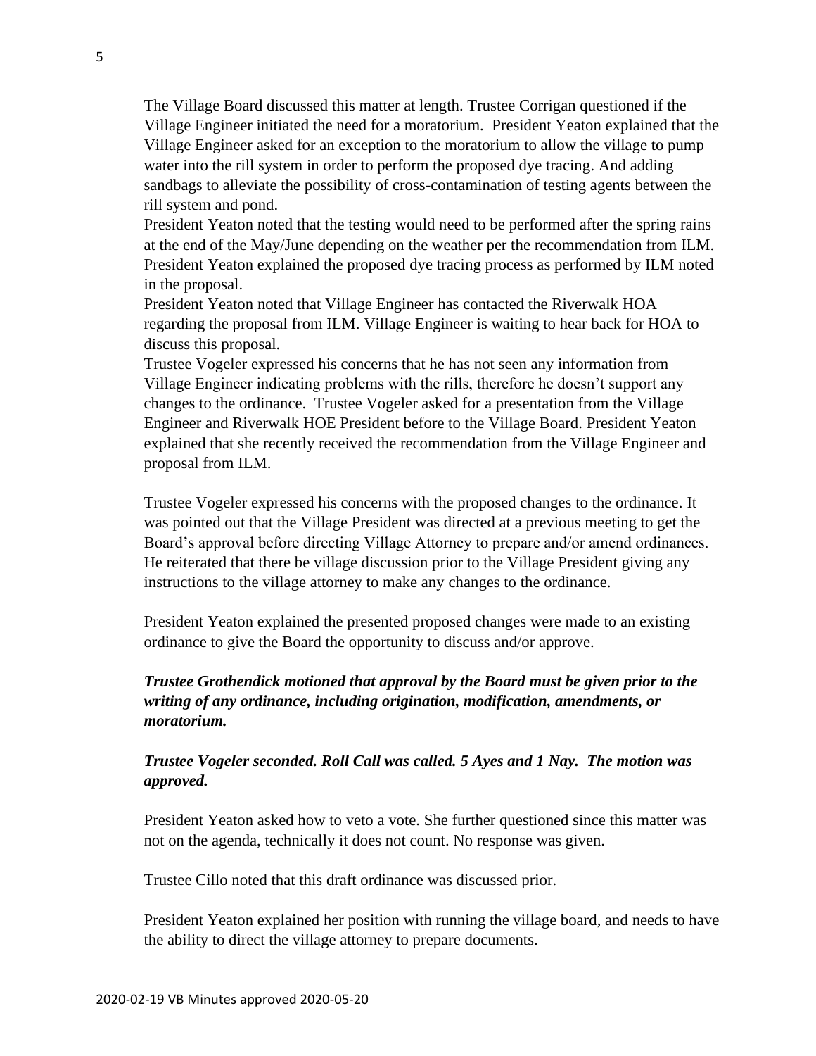The Village Board discussed this matter at length. Trustee Corrigan questioned if the Village Engineer initiated the need for a moratorium. President Yeaton explained that the Village Engineer asked for an exception to the moratorium to allow the village to pump water into the rill system in order to perform the proposed dye tracing. And adding sandbags to alleviate the possibility of cross-contamination of testing agents between the rill system and pond.

President Yeaton noted that the testing would need to be performed after the spring rains at the end of the May/June depending on the weather per the recommendation from ILM. President Yeaton explained the proposed dye tracing process as performed by ILM noted in the proposal.

President Yeaton noted that Village Engineer has contacted the Riverwalk HOA regarding the proposal from ILM. Village Engineer is waiting to hear back for HOA to discuss this proposal.

Trustee Vogeler expressed his concerns that he has not seen any information from Village Engineer indicating problems with the rills, therefore he doesn't support any changes to the ordinance. Trustee Vogeler asked for a presentation from the Village Engineer and Riverwalk HOE President before to the Village Board. President Yeaton explained that she recently received the recommendation from the Village Engineer and proposal from ILM.

Trustee Vogeler expressed his concerns with the proposed changes to the ordinance. It was pointed out that the Village President was directed at a previous meeting to get the Board's approval before directing Village Attorney to prepare and/or amend ordinances. He reiterated that there be village discussion prior to the Village President giving any instructions to the village attorney to make any changes to the ordinance.

President Yeaton explained the presented proposed changes were made to an existing ordinance to give the Board the opportunity to discuss and/or approve.

***Trustee Grothendick motioned that approval by the Board must be given prior to the writing of any ordinance, including origination, modification, amendments, or moratorium.***

***Trustee Vogeler seconded. Roll Call was called. 5 Ayes and 1 Nay. The motion was approved.***

President Yeaton asked how to veto a vote. She further questioned since this matter was not on the agenda, technically it does not count. No response was given.

Trustee Cillo noted that this draft ordinance was discussed prior.

President Yeaton explained her position with running the village board, and needs to have the ability to direct the village attorney to prepare documents.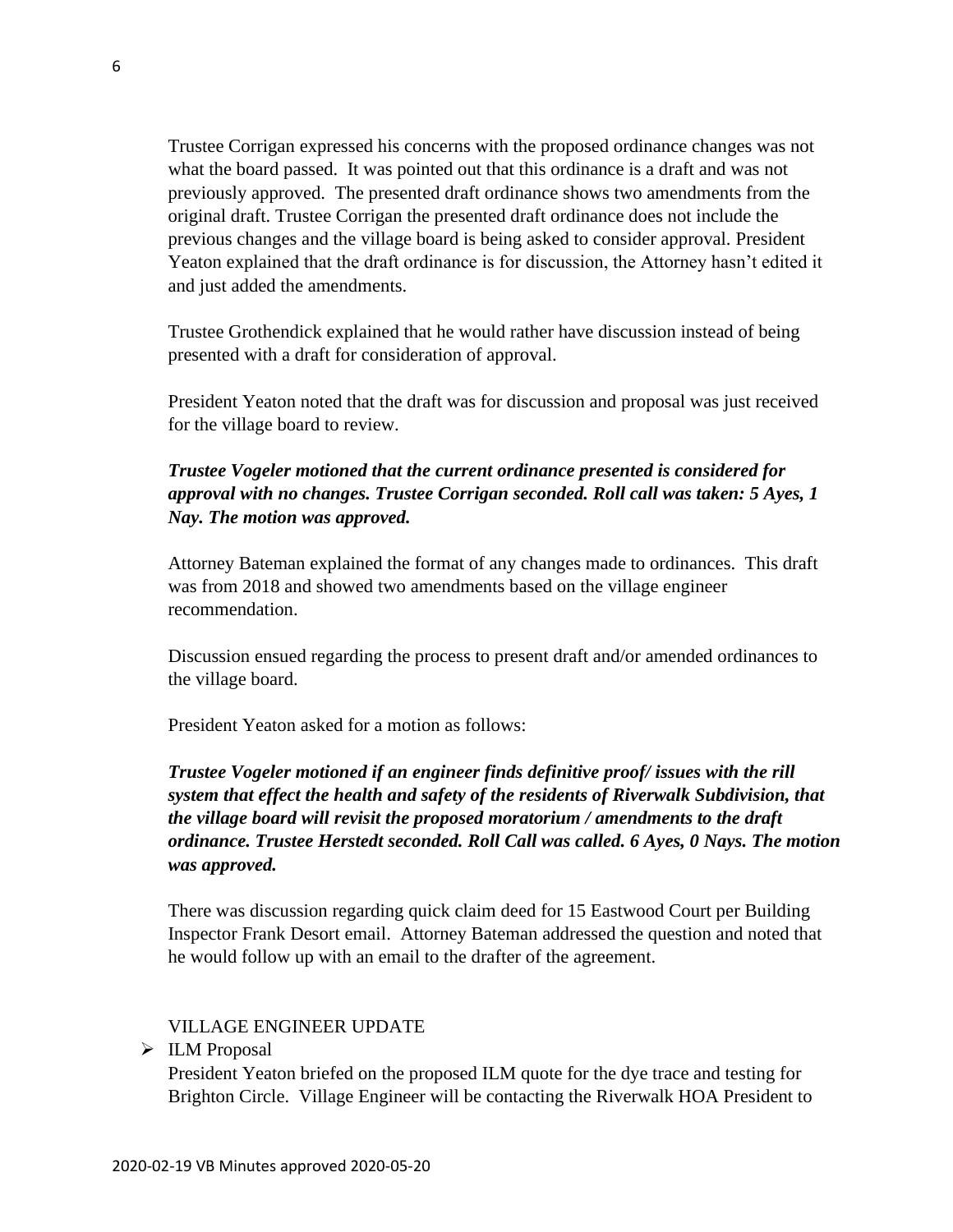Trustee Corrigan expressed his concerns with the proposed ordinance changes was not what the board passed. It was pointed out that this ordinance is a draft and was not previously approved. The presented draft ordinance shows two amendments from the original draft. Trustee Corrigan the presented draft ordinance does not include the previous changes and the village board is being asked to consider approval. President Yeaton explained that the draft ordinance is for discussion, the Attorney hasn't edited it and just added the amendments.

Trustee Grothendick explained that he would rather have discussion instead of being presented with a draft for consideration of approval.

President Yeaton noted that the draft was for discussion and proposal was just received for the village board to review.

***Trustee Vogeler motioned that the current ordinance presented is considered for approval with no changes. Trustee Corrigan seconded. Roll call was taken: 5 Ayes, 1 Nay. The motion was approved.***

Attorney Bateman explained the format of any changes made to ordinances. This draft was from 2018 and showed two amendments based on the village engineer recommendation.

Discussion ensued regarding the process to present draft and/or amended ordinances to the village board.

President Yeaton asked for a motion as follows:

***Trustee Vogeler motioned if an engineer finds definitive proof/ issues with the rill system that effect the health and safety of the residents of Riverwalk Subdivision, that the village board will revisit the proposed moratorium / amendments to the draft ordinance. Trustee Herstedt seconded. Roll Call was called. 6 Ayes, 0 Nays. The motion was approved.***

There was discussion regarding quick claim deed for 15 Eastwood Court per Building Inspector Frank Desort email. Attorney Bateman addressed the question and noted that he would follow up with an email to the drafter of the agreement.

VILLAGE ENGINEER UPDATE

- ILM Proposal

  President Yeaton briefed on the proposed ILM quote for the dye trace and testing for Brighton Circle. Village Engineer will be contacting the Riverwalk HOA President to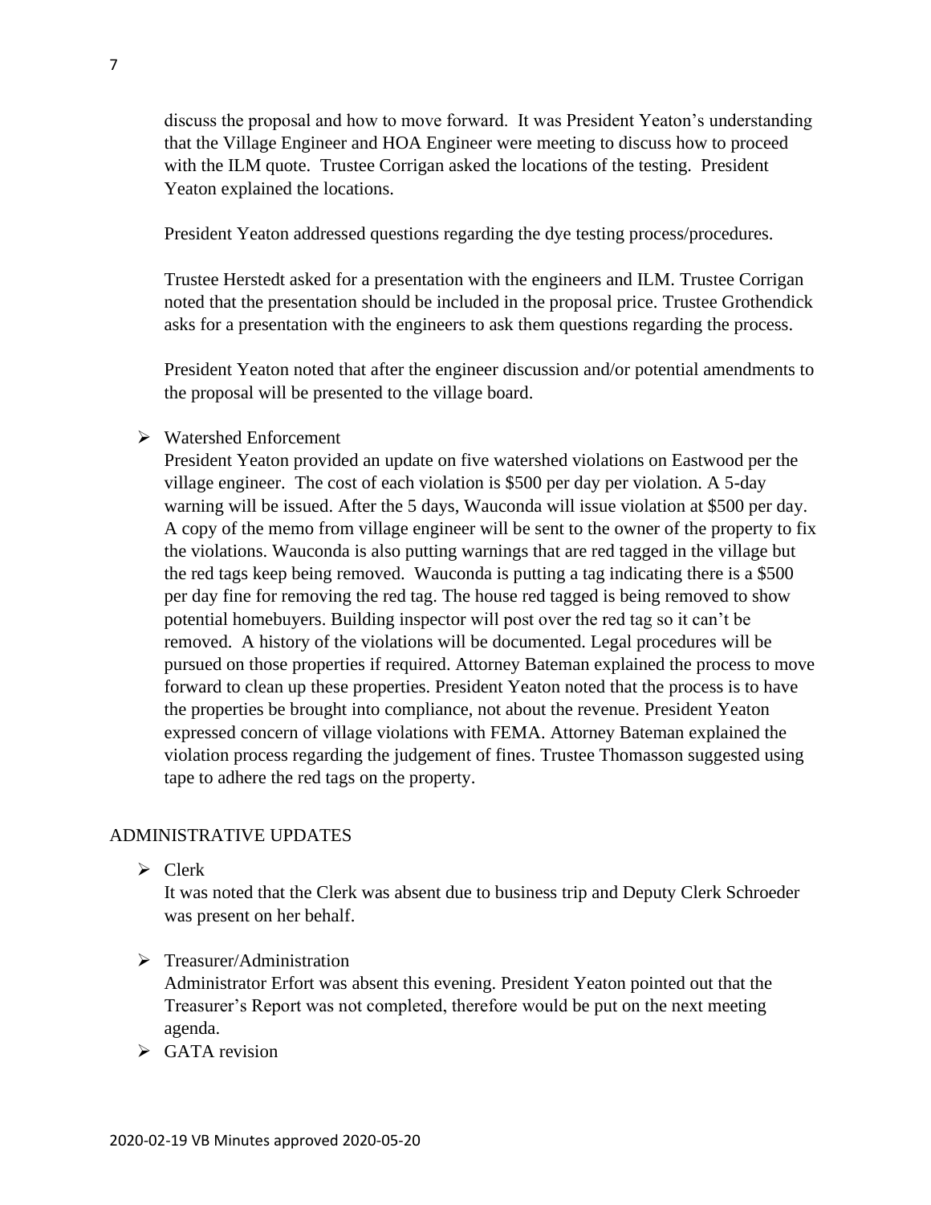discuss the proposal and how to move forward. It was President Yeaton's understanding that the Village Engineer and HOA Engineer were meeting to discuss how to proceed with the ILM quote. Trustee Corrigan asked the locations of the testing. President Yeaton explained the locations.

President Yeaton addressed questions regarding the dye testing process/procedures.

Trustee Herstedt asked for a presentation with the engineers and ILM. Trustee Corrigan noted that the presentation should be included in the proposal price. Trustee Grothendick asks for a presentation with the engineers to ask them questions regarding the process.

President Yeaton noted that after the engineer discussion and/or potential amendments to the proposal will be presented to the village board.

- Watershed Enforcement

  President Yeaton provided an update on five watershed violations on Eastwood per the village engineer. The cost of each violation is $500 per day per violation. A 5-day warning will be issued. After the 5 days, Wauconda will issue violation at $500 per day. A copy of the memo from village engineer will be sent to the owner of the property to fix the violations. Wauconda is also putting warnings that are red tagged in the village but the red tags keep being removed. Wauconda is putting a tag indicating there is a $500 per day fine for removing the red tag. The house red tagged is being removed to show potential homebuyers. Building inspector will post over the red tag so it can't be removed. A history of the violations will be documented. Legal procedures will be pursued on those properties if required. Attorney Bateman explained the process to move forward to clean up these properties. President Yeaton noted that the process is to have the properties be brought into compliance, not about the revenue. President Yeaton expressed concern of village violations with FEMA. Attorney Bateman explained the violation process regarding the judgement of fines. Trustee Thomasson suggested using tape to adhere the red tags on the property.

ADMINISTRATIVE UPDATES

- Clerk

  It was noted that the Clerk was absent due to business trip and Deputy Clerk Schroeder was present on her behalf.

- Treasurer/Administration

  Administrator Erfort was absent this evening. President Yeaton pointed out that the Treasurer's Report was not completed, therefore would be put on the next meeting agenda.

- GATA revision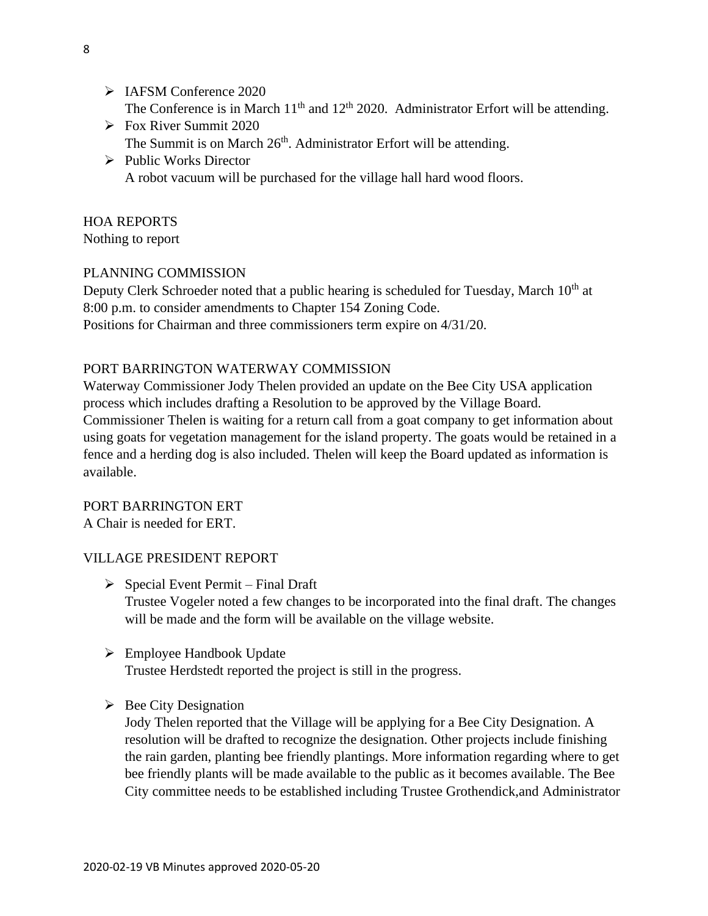- IAFSM Conference 2020
  The Conference is in March 11th and 12th 2020. Administrator Erfort will be attending.
- Fox River Summit 2020
  The Summit is on March 26th. Administrator Erfort will be attending.
- Public Works Director
  A robot vacuum will be purchased for the village hall hard wood floors.

HOA REPORTS
Nothing to report

PLANNING COMMISSION
Deputy Clerk Schroeder noted that a public hearing is scheduled for Tuesday, March 10th at 8:00 p.m. to consider amendments to Chapter 154 Zoning Code.
Positions for Chairman and three commissioners term expire on 4/31/20.

PORT BARRINGTON WATERWAY COMMISSION
Waterway Commissioner Jody Thelen provided an update on the Bee City USA application process which includes drafting a Resolution to be approved by the Village Board. Commissioner Thelen is waiting for a return call from a goat company to get information about using goats for vegetation management for the island property. The goats would be retained in a fence and a herding dog is also included. Thelen will keep the Board updated as information is available.

PORT BARRINGTON ERT
A Chair is needed for ERT.

VILLAGE PRESIDENT REPORT

- Special Event Permit – Final Draft
  Trustee Vogeler noted a few changes to be incorporated into the final draft. The changes will be made and the form will be available on the village website.

- Employee Handbook Update
  Trustee Herdstedt reported the project is still in the progress.

- Bee City Designation
  Jody Thelen reported that the Village will be applying for a Bee City Designation. A resolution will be drafted to recognize the designation. Other projects include finishing the rain garden, planting bee friendly plantings. More information regarding where to get bee friendly plants will be made available to the public as it becomes available. The Bee City committee needs to be established including Trustee Grothendick,and Administrator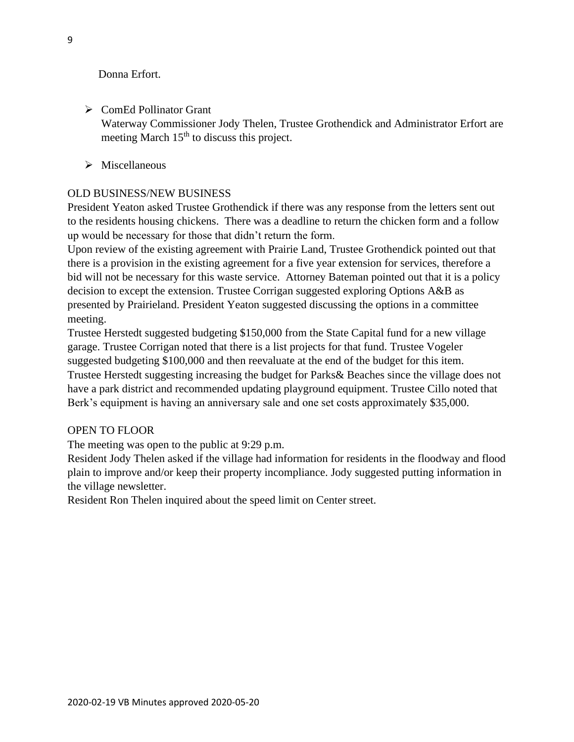Donna Erfort.

- ComEd Pollinator Grant
  Waterway Commissioner Jody Thelen, Trustee Grothendick and Administrator Erfort are meeting March 15th to discuss this project.

- Miscellaneous

OLD BUSINESS/NEW BUSINESS

President Yeaton asked Trustee Grothendick if there was any response from the letters sent out to the residents housing chickens. There was a deadline to return the chicken form and a follow up would be necessary for those that didn't return the form.

Upon review of the existing agreement with Prairie Land, Trustee Grothendick pointed out that there is a provision in the existing agreement for a five year extension for services, therefore a bid will not be necessary for this waste service. Attorney Bateman pointed out that it is a policy decision to except the extension. Trustee Corrigan suggested exploring Options A&B as presented by Prairieland. President Yeaton suggested discussing the options in a committee meeting.

Trustee Herstedt suggested budgeting $150,000 from the State Capital fund for a new village garage. Trustee Corrigan noted that there is a list projects for that fund. Trustee Vogeler suggested budgeting $100,000 and then reevaluate at the end of the budget for this item. Trustee Herstedt suggesting increasing the budget for Parks& Beaches since the village does not have a park district and recommended updating playground equipment. Trustee Cillo noted that Berk's equipment is having an anniversary sale and one set costs approximately $35,000.

OPEN TO FLOOR

The meeting was open to the public at 9:29 p.m.

Resident Jody Thelen asked if the village had information for residents in the floodway and flood plain to improve and/or keep their property incompliance. Jody suggested putting information in the village newsletter.

Resident Ron Thelen inquired about the speed limit on Center street.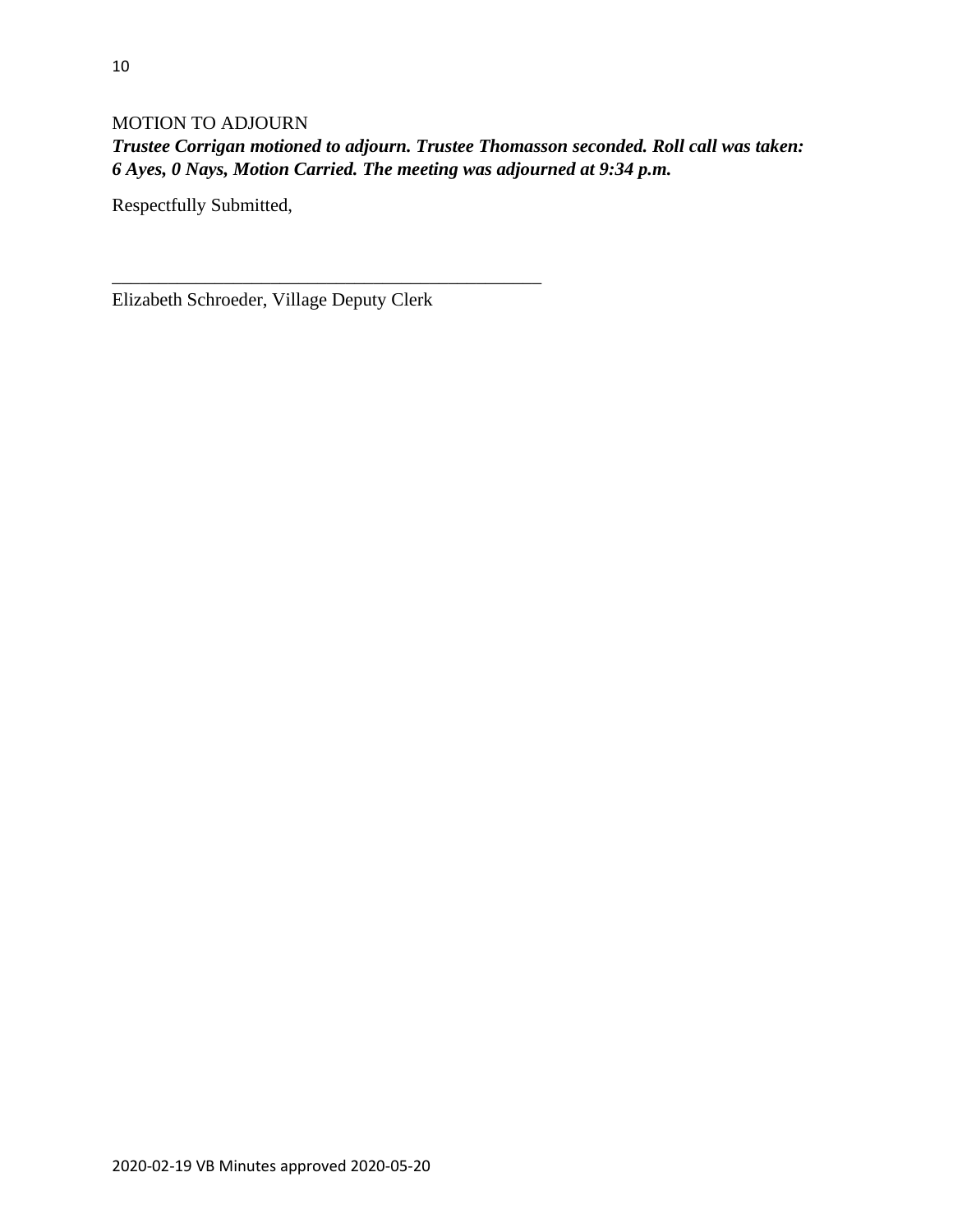MOTION TO ADJOURN

***Trustee Corrigan motioned to adjourn. Trustee Thomasson seconded. Roll call was taken: 6 Ayes, 0 Nays, Motion Carried. The meeting was adjourned at 9:34 p.m.***

Respectfully Submitted,

_________________________________________________

Elizabeth Schroeder, Village Deputy Clerk